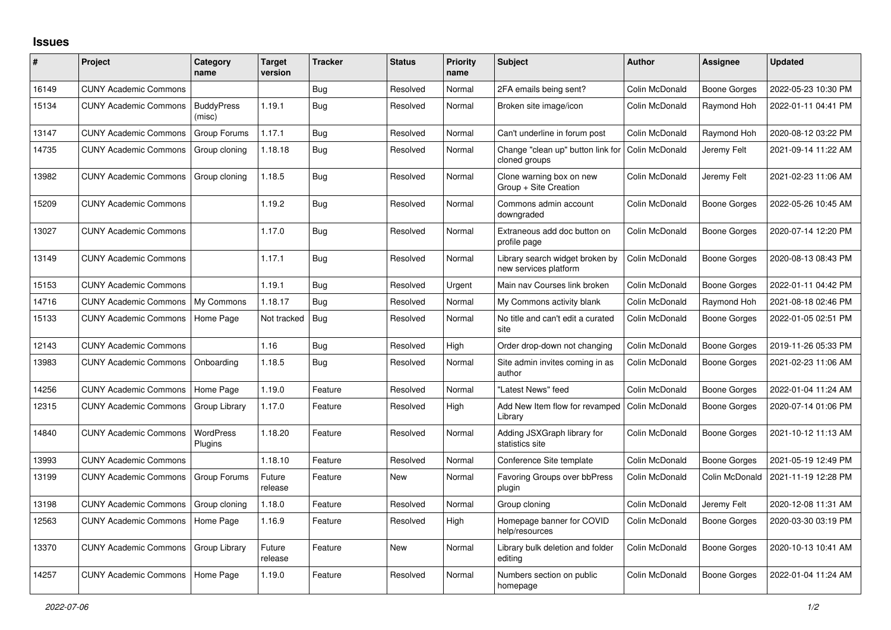# Issues

| # | Project | Category name | Target version | Tracker | Status | Priority name | Subject | Author | Assignee | Updated |
|---|---|---|---|---|---|---|---|---|---|---|
| 16149 | CUNY Academic Commons | | | Bug | Resolved | Normal | 2FA emails being sent? | Colin McDonald | Boone Gorges | 2022-05-23 10:30 PM |
| 15134 | CUNY Academic Commons | BuddyPress (misc) | 1.19.1 | Bug | Resolved | Normal | Broken site image/icon | Colin McDonald | Raymond Hoh | 2022-01-11 04:41 PM |
| 13147 | CUNY Academic Commons | Group Forums | 1.17.1 | Bug | Resolved | Normal | Can't underline in forum post | Colin McDonald | Raymond Hoh | 2020-08-12 03:22 PM |
| 14735 | CUNY Academic Commons | Group cloning | 1.18.18 | Bug | Resolved | Normal | Change "clean up" button link for cloned groups | Colin McDonald | Jeremy Felt | 2021-09-14 11:22 AM |
| 13982 | CUNY Academic Commons | Group cloning | 1.18.5 | Bug | Resolved | Normal | Clone warning box on new Group + Site Creation | Colin McDonald | Jeremy Felt | 2021-02-23 11:06 AM |
| 15209 | CUNY Academic Commons | | 1.19.2 | Bug | Resolved | Normal | Commons admin account downgraded | Colin McDonald | Boone Gorges | 2022-05-26 10:45 AM |
| 13027 | CUNY Academic Commons | | 1.17.0 | Bug | Resolved | Normal | Extraneous add doc button on profile page | Colin McDonald | Boone Gorges | 2020-07-14 12:20 PM |
| 13149 | CUNY Academic Commons | | 1.17.1 | Bug | Resolved | Normal | Library search widget broken by new services platform | Colin McDonald | Boone Gorges | 2020-08-13 08:43 PM |
| 15153 | CUNY Academic Commons | | 1.19.1 | Bug | Resolved | Urgent | Main nav Courses link broken | Colin McDonald | Boone Gorges | 2022-01-11 04:42 PM |
| 14716 | CUNY Academic Commons | My Commons | 1.18.17 | Bug | Resolved | Normal | My Commons activity blank | Colin McDonald | Raymond Hoh | 2021-08-18 02:46 PM |
| 15133 | CUNY Academic Commons | Home Page | Not tracked | Bug | Resolved | Normal | No title and can't edit a curated site | Colin McDonald | Boone Gorges | 2022-01-05 02:51 PM |
| 12143 | CUNY Academic Commons | | 1.16 | Bug | Resolved | High | Order drop-down not changing | Colin McDonald | Boone Gorges | 2019-11-26 05:33 PM |
| 13983 | CUNY Academic Commons | Onboarding | 1.18.5 | Bug | Resolved | Normal | Site admin invites coming in as author | Colin McDonald | Boone Gorges | 2021-02-23 11:06 AM |
| 14256 | CUNY Academic Commons | Home Page | 1.19.0 | Feature | Resolved | Normal | "Latest News" feed | Colin McDonald | Boone Gorges | 2022-01-04 11:24 AM |
| 12315 | CUNY Academic Commons | Group Library | 1.17.0 | Feature | Resolved | High | Add New Item flow for revamped Library | Colin McDonald | Boone Gorges | 2020-07-14 01:06 PM |
| 14840 | CUNY Academic Commons | WordPress Plugins | 1.18.20 | Feature | Resolved | Normal | Adding JSXGraph library for statistics site | Colin McDonald | Boone Gorges | 2021-10-12 11:13 AM |
| 13993 | CUNY Academic Commons | | 1.18.10 | Feature | Resolved | Normal | Conference Site template | Colin McDonald | Boone Gorges | 2021-05-19 12:49 PM |
| 13199 | CUNY Academic Commons | Group Forums | Future release | Feature | New | Normal | Favoring Groups over bbPress plugin | Colin McDonald | Colin McDonald | 2021-11-19 12:28 PM |
| 13198 | CUNY Academic Commons | Group cloning | 1.18.0 | Feature | Resolved | Normal | Group cloning | Colin McDonald | Jeremy Felt | 2020-12-08 11:31 AM |
| 12563 | CUNY Academic Commons | Home Page | 1.16.9 | Feature | Resolved | High | Homepage banner for COVID help/resources | Colin McDonald | Boone Gorges | 2020-03-30 03:19 PM |
| 13370 | CUNY Academic Commons | Group Library | Future release | Feature | New | Normal | Library bulk deletion and folder editing | Colin McDonald | Boone Gorges | 2020-10-13 10:41 AM |
| 14257 | CUNY Academic Commons | Home Page | 1.19.0 | Feature | Resolved | Normal | Numbers section on public homepage | Colin McDonald | Boone Gorges | 2022-01-04 11:24 AM |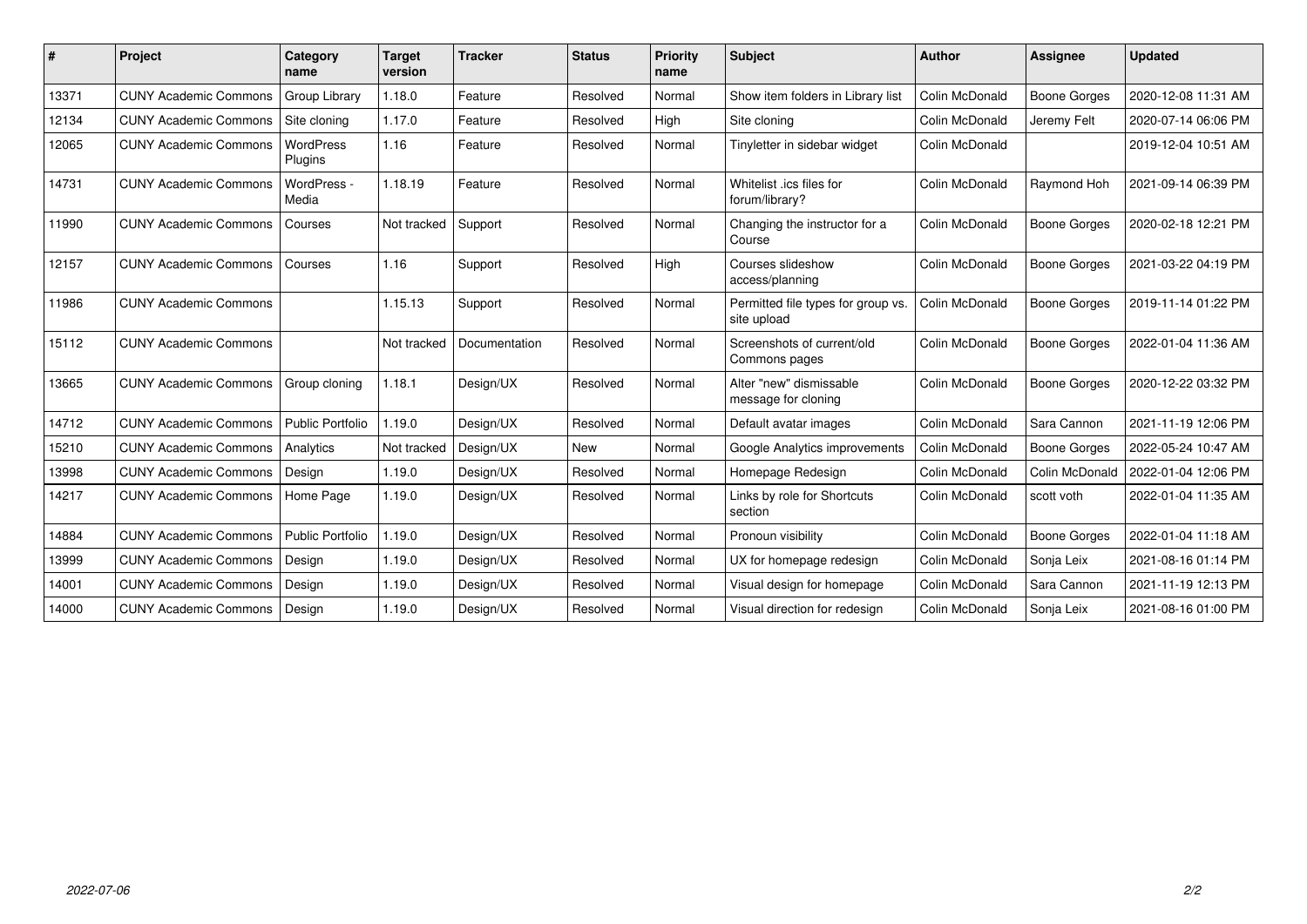| # | Project | Category name | Target version | Tracker | Status | Priority name | Subject | Author | Assignee | Updated |
|---|---|---|---|---|---|---|---|---|---|---|
| 13371 | CUNY Academic Commons | Group Library | 1.18.0 | Feature | Resolved | Normal | Show item folders in Library list | Colin McDonald | Boone Gorges | 2020-12-08 11:31 AM |
| 12134 | CUNY Academic Commons | Site cloning | 1.17.0 | Feature | Resolved | High | Site cloning | Colin McDonald | Jeremy Felt | 2020-07-14 06:06 PM |
| 12065 | CUNY Academic Commons | WordPress Plugins | 1.16 | Feature | Resolved | Normal | Tinyletter in sidebar widget | Colin McDonald | | 2019-12-04 10:51 AM |
| 14731 | CUNY Academic Commons | WordPress - Media | 1.18.19 | Feature | Resolved | Normal | Whitelist .ics files for forum/library? | Colin McDonald | Raymond Hoh | 2021-09-14 06:39 PM |
| 11990 | CUNY Academic Commons | Courses | Not tracked | Support | Resolved | Normal | Changing the instructor for a Course | Colin McDonald | Boone Gorges | 2020-02-18 12:21 PM |
| 12157 | CUNY Academic Commons | Courses | 1.16 | Support | Resolved | High | Courses slideshow access/planning | Colin McDonald | Boone Gorges | 2021-03-22 04:19 PM |
| 11986 | CUNY Academic Commons | | 1.15.13 | Support | Resolved | Normal | Permitted file types for group vs. site upload | Colin McDonald | Boone Gorges | 2019-11-14 01:22 PM |
| 15112 | CUNY Academic Commons | | Not tracked | Documentation | Resolved | Normal | Screenshots of current/old Commons pages | Colin McDonald | Boone Gorges | 2022-01-04 11:36 AM |
| 13665 | CUNY Academic Commons | Group cloning | 1.18.1 | Design/UX | Resolved | Normal | Alter "new" dismissable message for cloning | Colin McDonald | Boone Gorges | 2020-12-22 03:32 PM |
| 14712 | CUNY Academic Commons | Public Portfolio | 1.19.0 | Design/UX | Resolved | Normal | Default avatar images | Colin McDonald | Sara Cannon | 2021-11-19 12:06 PM |
| 15210 | CUNY Academic Commons | Analytics | Not tracked | Design/UX | New | Normal | Google Analytics improvements | Colin McDonald | Boone Gorges | 2022-05-24 10:47 AM |
| 13998 | CUNY Academic Commons | Design | 1.19.0 | Design/UX | Resolved | Normal | Homepage Redesign | Colin McDonald | Colin McDonald | 2022-01-04 12:06 PM |
| 14217 | CUNY Academic Commons | Home Page | 1.19.0 | Design/UX | Resolved | Normal | Links by role for Shortcuts section | Colin McDonald | scott voth | 2022-01-04 11:35 AM |
| 14884 | CUNY Academic Commons | Public Portfolio | 1.19.0 | Design/UX | Resolved | Normal | Pronoun visibility | Colin McDonald | Boone Gorges | 2022-01-04 11:18 AM |
| 13999 | CUNY Academic Commons | Design | 1.19.0 | Design/UX | Resolved | Normal | UX for homepage redesign | Colin McDonald | Sonja Leix | 2021-08-16 01:14 PM |
| 14001 | CUNY Academic Commons | Design | 1.19.0 | Design/UX | Resolved | Normal | Visual design for homepage | Colin McDonald | Sara Cannon | 2021-11-19 12:13 PM |
| 14000 | CUNY Academic Commons | Design | 1.19.0 | Design/UX | Resolved | Normal | Visual direction for redesign | Colin McDonald | Sonja Leix | 2021-08-16 01:00 PM |